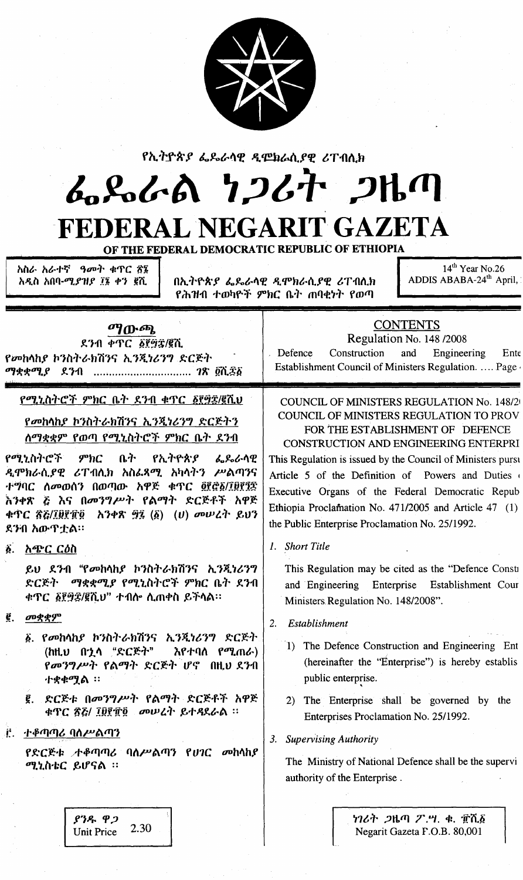የኢትዮጵያ ፌዴራላዊ ዲሞክራሲያዊ ሪፐብሊክ

# ፌዴራል ነጋሪት ጋዜጣ

# FEDERAL NEGARIT GAZETA

OF THE FEDERAL DEMOCRATIC REPUBLIC OF ETHIOPIA

| አስራ አራተኛ ዓመት ቁጥር ፳፮ አዲስ አበባ-ሚያዝያ ፲፮ ቀን ፪ሺ | በኢትዮጵያ ፌዴራላዊ ዲሞክራሲያዊ ሪፐብሊክ የሕዝብ ተወካዮች ምክር ቤት ጠባቂነት የወጣ | 14[th] Year No.26 ADDIS ABABA-24[th] April, |
|---|---|---|

## ማውጫ

ደንብ ቁጥር ፩፻፵፰/፪ሺ

የመከላከያ ኮንስትራክሽንና ኢንጂነሪንግ ድርጅት ማቋቋሚያ ደንብ ................................ ገጽ ፬ሺ፰፩

## CONTENTS

Regulation No. 148 /2008

Defence Construction and Engineering Ente Establishment Council of Ministers Regulation. .... Page

**የሚኒስትሮች ምክር ቤት ደንብ ቁጥር ፩፻፵፰/፪ሺ**

**የመከላከያ ኮንስትራክሽንና ኢንጂነሪንግ ድርጅትን ለማቋቋም የወጣ የሚኒስትሮች ምክር ቤት ደንብ**

የሚኒስትሮች ምክር ቤት የኢትዮጵያ ፌዴራላዊ ዲሞክራሲያዊ ሪፐብሊክ አስፈጻሚ አካላትን ሥልጣንና ተግባር ለመወሰን በወጣው አዋጅ ቁጥር ፬፻፸፩/፲፱፻፺፯ አንቀጽ ፭ እና በመንግሥት የልማት ድርጅቶች አዋጅ ቁጥር ፳፭/፲፱፻፹፬ አንቀጽ ፵፯ (፩) (ሀ) መሠረት ይህን ደንብ አውጥቷል።

፩. አጭር ርዕስ

ይህ ደንብ "የመከላከያ ኮንስትራክሽንና ኢንጂነሪንግ ድርጅት ማቋቋሚያ የሚኒስትሮች ምክር ቤት ደንብ ቁጥር ፩፻፵፰/፪ሺ" ተብሎ ሊጠቀስ ይችላል።

፪. መቋቋም

፩. የመከላከያ ኮንስትራክሽንና ኢንጂነሪንግ ድርጅት (ከዚህ በኋላ "ድርጅት" እየተባለ የሚጠራ) የመንግሥት የልማት ድርጅት ሆኖ በዚህ ደንብ ተቋቁሟል ።

፪. ድርጅቱ በመንግሥት የልማት ድርጅቶች አዋጅ ቁጥር ፳፭/ ፲፱፻፹፬ መሠረት ይተዳደራል ።

፫. ተቆጣጣሪ ባለሥልጣን

የድርጅቱ ተቆጣጣሪ ባለሥልጣን የሀገር መከላከያ ሚኒስቴር ይሆናል ።

**COUNCIL OF MINISTERS REGULATION No. 148/2**

**COUNCIL OF MINISTERS REGULATION TO PROV FOR THE ESTABLISHMENT OF DEFENCE CONSTRUCTION AND ENGINEERING ENTERPRI**

This Regulation is issued by the Council of Ministers pursu Article 5 of the Definition of Powers and Duties Executive Organs of the Federal Democratic Repub Ethiopia Proclamation No. 471/2005 and Article 47 (1) the Public Enterprise Proclamation No. 25/1992.

1. *Short Title*

This Regulation may be cited as the "Defence Constr and Engineering Enterprise Establishment Coun Ministers Regulation No. 148/2008".

2. *Establishment*

1) The Defence Construction and Engineering Ent (hereinafter the "Enterprise") is hereby establis public enterprise.

2) The Enterprise shall be governed by the Enterprises Proclamation No. 25/1992.

3. *Supervising Authority*

The Ministry of National Defence shall be the supervi authority of the Enterprise .

ያንዱ ዋጋ Unit Price 2.30

ነጋሪት ጋዜጣ ፖ.ሣ.ቁ. ፹ሺ፩ Negarit Gazeta P.O.B. 80,001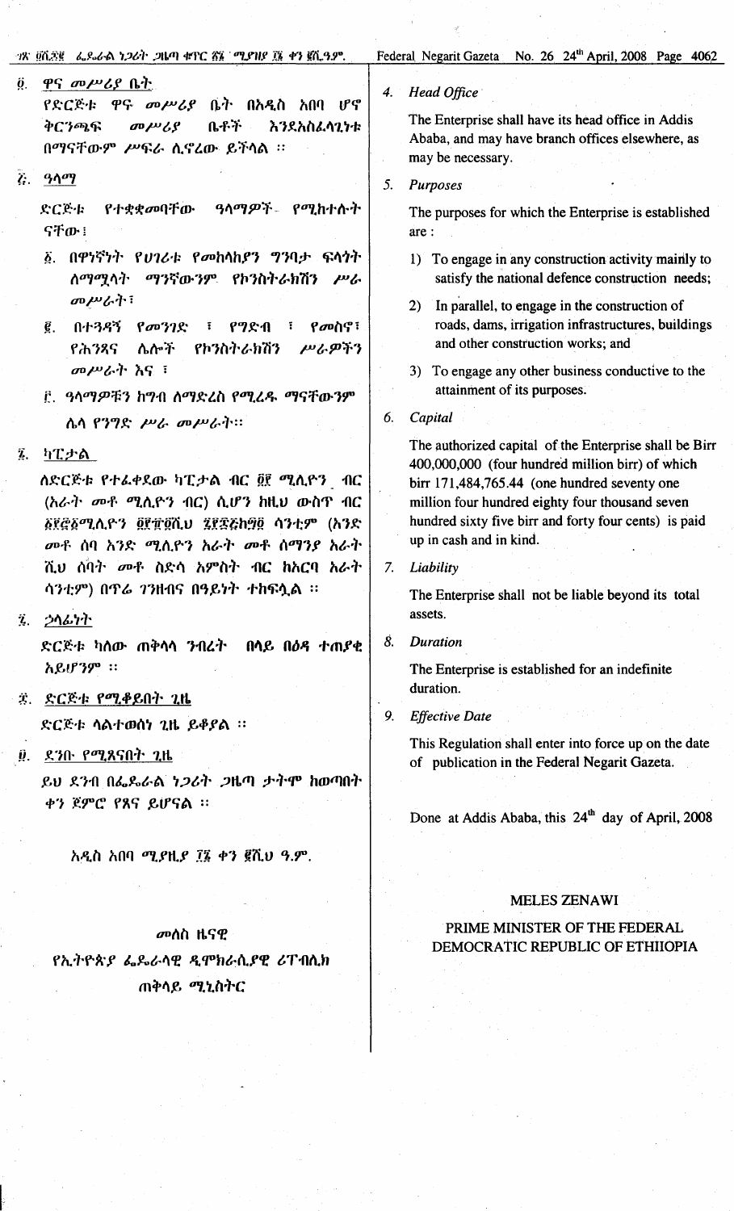፬. ዋና መሥሪያ ቤት

የድርጅቱ ዋና መሥሪያ ቤት በአዲስ አበባ ሆኖ ቅርንጫፍ መሥሪያ ቤቶች እንደአስፈላጊነቱ በማናቸውም ሥፍራ ሊኖረው ይችላል ፡፡

፭. ዓላማ

ድርጅቱ የተቋቋመባቸው ዓላማዎች የሚከተሉት ናቸው፤

፩. በዋነኛነት የሀገሪቱ የመከላከያን ግንባታ ፍላጎት ለማሟላት ማንኛውንም የኮንስትራክሽን ሥራ መሥራት፣

፪. በተጓዳኝ የመንገድ ፣ የግድብ ፣ የመስኖ፣ የሕንጻና ሌሎች የኮንስትራክሽን ሥራዎችን መሥራት እና ፤

፫. ዓላማዎቹን ከግብ ለማድረስ የሚረዱ ማናቸውንም ሌላ የንግድ ሥራ መሥራት፡፡

፮. ካፒታል

ለድርጅቱ የተፈቀደው ካፒታል ብር ፬፻ ሚሊዮን ብር (አራት መቶ ሚሊዮን ብር) ሲሆን ከዚህ ውስጥ ብር ፩፻፸፩ሚሊዮን ፬፻፹፬ሺህ ፯፻፷፭ከ፵፬ ሳንቲም (አንድ መቶ ሰባ አንድ ሚሊዮን አራት መቶ ሰማንያ አራት ሺህ ሰባት መቶ ስድሳ አምስት ብር ከአርባ አራት ሳንቲም) በጥሬ ገንዘብና በዓይነት ተከፍሏል ፡፡

፯. ኃላፊነት

ድርጅቱ ካለው ጠቅላላ ንብረት በላይ በዕዳ ተጠያቂ አይሆንም ፡፡

፰. ድርጅቱ የሚቆይበት ጊዜ

ድርጅቱ ላልተወሰነ ጊዜ ይቆያል ፡፡

፱. ደንቡ የሚጸናበት ጊዜ

ይህ ደንብ በፌዴራል ነጋሪት ጋዜጣ ታትሞ ከወጣበት ቀን ጀምሮ የጸና ይሆናል ፡፡

አዲስ አበባ ሚያዚያ ፲፮ ቀን ፪ሺህ ዓ.ም.

መለስ ዜናዊ

የኢትዮጵያ ፌዴራላዊ ዲሞክራሲያዊ ሪፐብሊክ ጠቅላይ ሚኒስትር

4. *Head Office*

The Enterprise shall have its head office in Addis Ababa, and may have branch offices elsewhere, as may be necessary.

5. *Purposes*

The purposes for which the Enterprise is established are :

1) To engage in any construction activity mainly to satisfy the national defence construction needs;

2) In parallel, to engage in the construction of roads, dams, irrigation infrastructures, buildings and other construction works; and

3) To engage any other business conductive to the attainment of its purposes.

6. *Capital*

The authorized capital of the Enterprise shall be Birr 400,000,000 (four hundred million birr) of which birr 171,484,765.44 (one hundred seventy one million four hundred eighty four thousand seven hundred sixty five birr and forty four cents) is paid up in cash and in kind.

7. *Liability*

The Enterprise shall not be liable beyond its total assets.

8. *Duration*

The Enterprise is established for an indefinite duration.

9. *Effective Date*

This Regulation shall enter into force up on the date of publication in the Federal Negarit Gazeta.

Done at Addis Ababa, this 24th day of April, 2008

MELES ZENAWI

PRIME MINISTER OF THE FEDERAL DEMOCRATIC REPUBLIC OF ETHIIOPIA